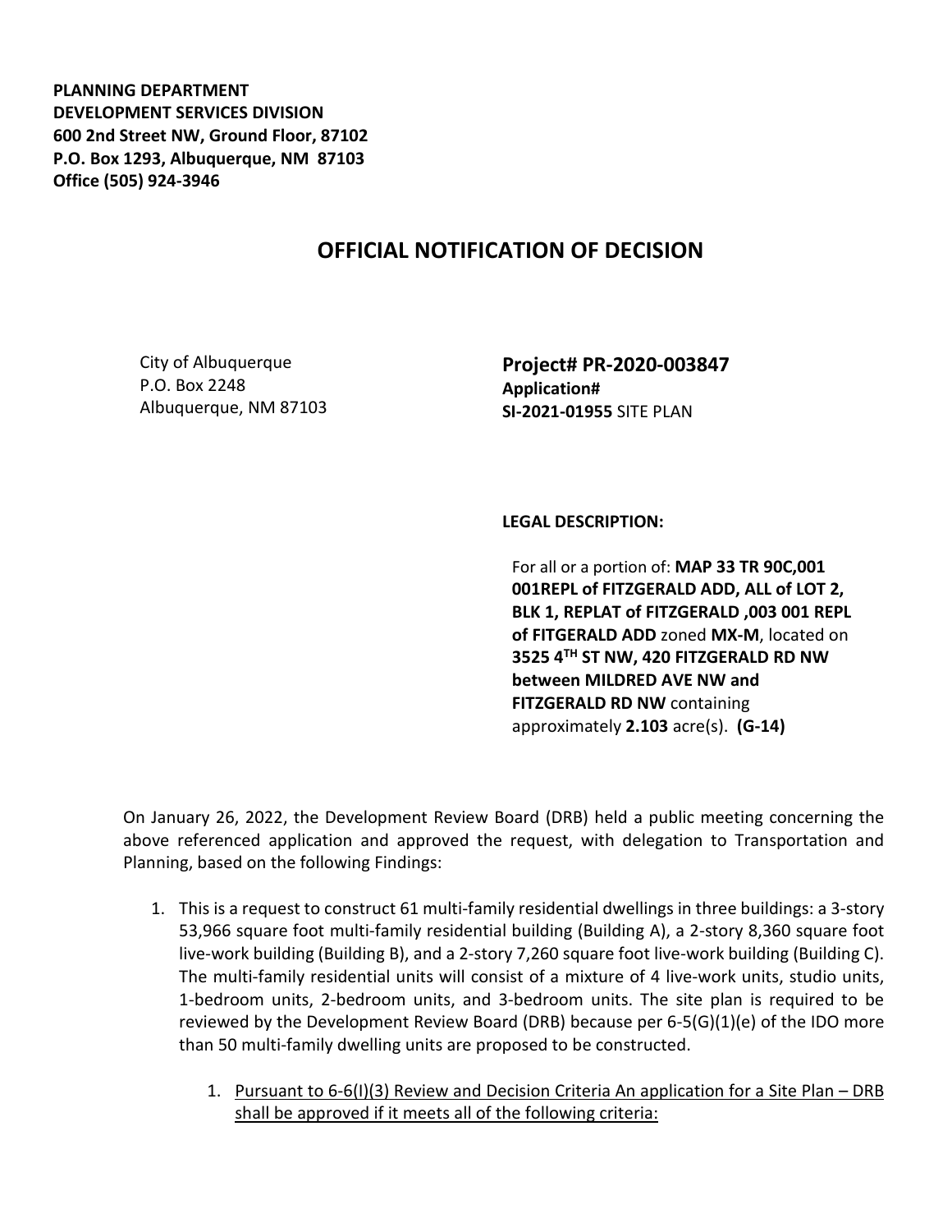**PLANNING DEPARTMENT**
**DEVELOPMENT SERVICES DIVISION**
**600 2nd Street NW, Ground Floor, 87102**
**P.O. Box 1293, Albuquerque, NM 87103**
**Office (505) 924-3946**

# OFFICIAL NOTIFICATION OF DECISION

City of Albuquerque
P.O. Box 2248
Albuquerque, NM 87103

**Project# PR-2020-003847**
**Application#**
**SI-2021-01955** SITE PLAN

**LEGAL DESCRIPTION:**

For all or a portion of: **MAP 33 TR 90C,001 001REPL of FITZGERALD ADD, ALL of LOT 2, BLK 1, REPLAT of FITZGERALD ,003 001 REPL of FITGERALD ADD** zoned **MX-M**, located on **3525 4TH ST NW, 420 FITZGERALD RD NW between MILDRED AVE NW and FITZGERALD RD NW** containing approximately **2.103** acre(s). **(G-14)**

On January 26, 2022, the Development Review Board (DRB) held a public meeting concerning the above referenced application and approved the request, with delegation to Transportation and Planning, based on the following Findings:

1. This is a request to construct 61 multi-family residential dwellings in three buildings: a 3-story 53,966 square foot multi-family residential building (Building A), a 2-story 8,360 square foot live-work building (Building B), and a 2-story 7,260 square foot live-work building (Building C). The multi-family residential units will consist of a mixture of 4 live-work units, studio units, 1-bedroom units, 2-bedroom units, and 3-bedroom units. The site plan is required to be reviewed by the Development Review Board (DRB) because per 6-5(G)(1)(e) of the IDO more than 50 multi-family dwelling units are proposed to be constructed.

    1. Pursuant to 6-6(I)(3) Review and Decision Criteria An application for a Site Plan – DRB shall be approved if it meets all of the following criteria: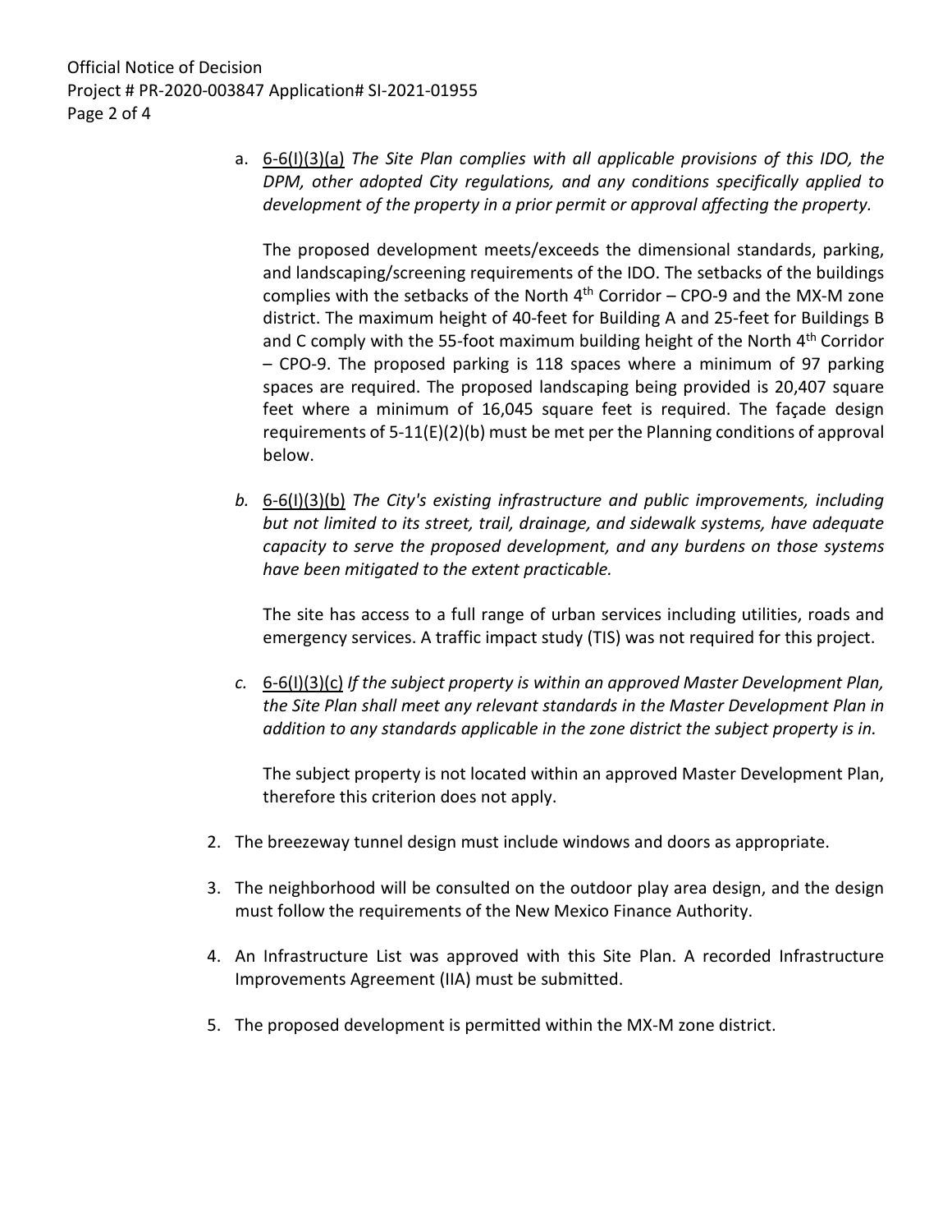a. 6-6(I)(3)(a) *The Site Plan complies with all applicable provisions of this IDO, the DPM, other adopted City regulations, and any conditions specifically applied to development of the property in a prior permit or approval affecting the property.*

   The proposed development meets/exceeds the dimensional standards, parking, and landscaping/screening requirements of the IDO. The setbacks of the buildings complies with the setbacks of the North 4th Corridor – CPO-9 and the MX-M zone district. The maximum height of 40-feet for Building A and 25-feet for Buildings B and C comply with the 55-foot maximum building height of the North 4th Corridor – CPO-9. The proposed parking is 118 spaces where a minimum of 97 parking spaces are required. The proposed landscaping being provided is 20,407 square feet where a minimum of 16,045 square feet is required. The façade design requirements of 5-11(E)(2)(b) must be met per the Planning conditions of approval below.

b. 6-6(I)(3)(b) *The City's existing infrastructure and public improvements, including but not limited to its street, trail, drainage, and sidewalk systems, have adequate capacity to serve the proposed development, and any burdens on those systems have been mitigated to the extent practicable.*

   The site has access to a full range of urban services including utilities, roads and emergency services. A traffic impact study (TIS) was not required for this project.

c. 6-6(I)(3)(c) *If the subject property is within an approved Master Development Plan, the Site Plan shall meet any relevant standards in the Master Development Plan in addition to any standards applicable in the zone district the subject property is in.*

   The subject property is not located within an approved Master Development Plan, therefore this criterion does not apply.

2. The breezeway tunnel design must include windows and doors as appropriate.

3. The neighborhood will be consulted on the outdoor play area design, and the design must follow the requirements of the New Mexico Finance Authority.

4. An Infrastructure List was approved with this Site Plan. A recorded Infrastructure Improvements Agreement (IIA) must be submitted.

5. The proposed development is permitted within the MX-M zone district.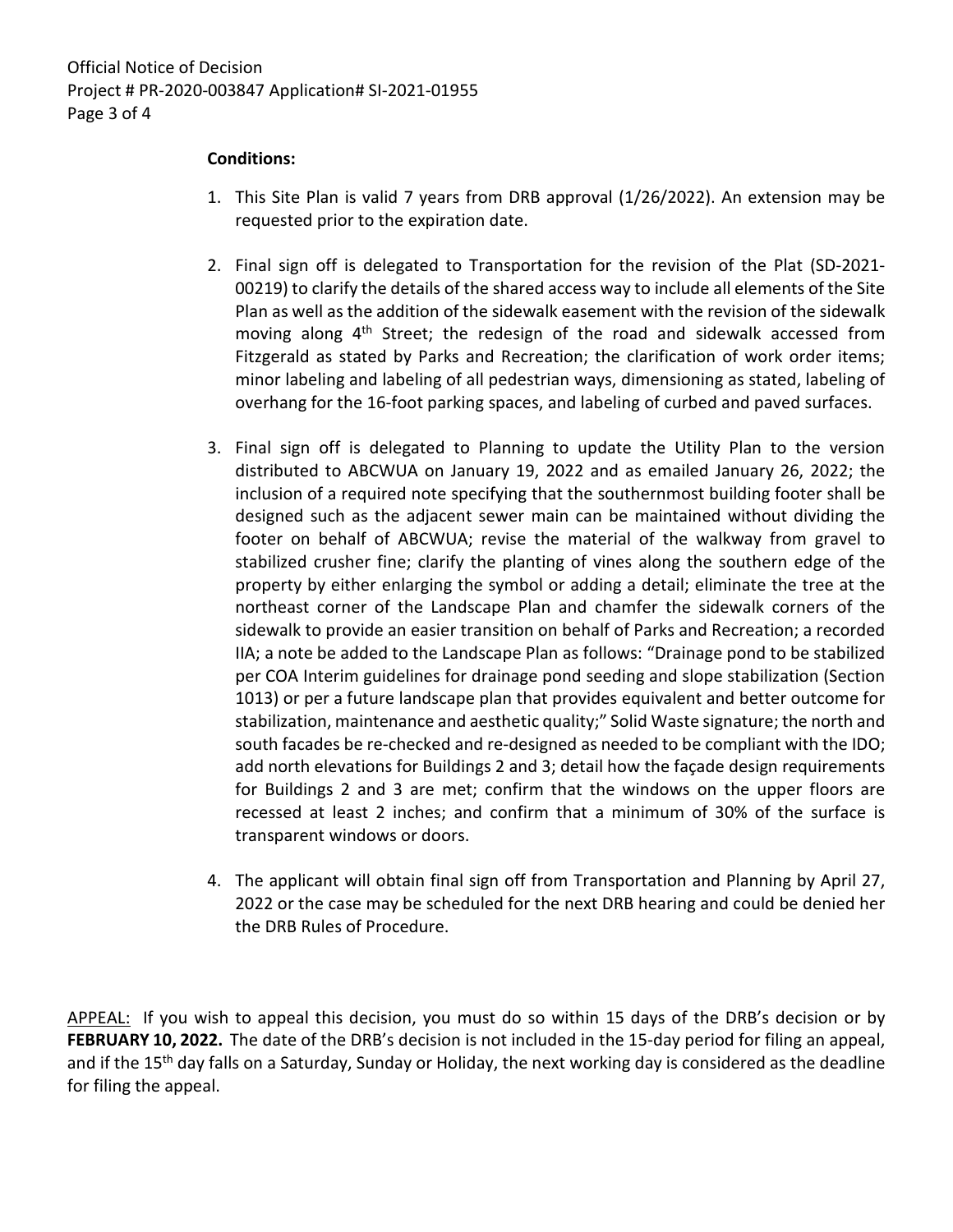**Conditions:**

1. This Site Plan is valid 7 years from DRB approval (1/26/2022). An extension may be requested prior to the expiration date.

2. Final sign off is delegated to Transportation for the revision of the Plat (SD-2021-00219) to clarify the details of the shared access way to include all elements of the Site Plan as well as the addition of the sidewalk easement with the revision of the sidewalk moving along 4th Street; the redesign of the road and sidewalk accessed from Fitzgerald as stated by Parks and Recreation; the clarification of work order items; minor labeling and labeling of all pedestrian ways, dimensioning as stated, labeling of overhang for the 16-foot parking spaces, and labeling of curbed and paved surfaces.

3. Final sign off is delegated to Planning to update the Utility Plan to the version distributed to ABCWUA on January 19, 2022 and as emailed January 26, 2022; the inclusion of a required note specifying that the southernmost building footer shall be designed such as the adjacent sewer main can be maintained without dividing the footer on behalf of ABCWUA; revise the material of the walkway from gravel to stabilized crusher fine; clarify the planting of vines along the southern edge of the property by either enlarging the symbol or adding a detail; eliminate the tree at the northeast corner of the Landscape Plan and chamfer the sidewalk corners of the sidewalk to provide an easier transition on behalf of Parks and Recreation; a recorded IIA; a note be added to the Landscape Plan as follows: "Drainage pond to be stabilized per COA Interim guidelines for drainage pond seeding and slope stabilization (Section 1013) or per a future landscape plan that provides equivalent and better outcome for stabilization, maintenance and aesthetic quality;" Solid Waste signature; the north and south facades be re-checked and re-designed as needed to be compliant with the IDO; add north elevations for Buildings 2 and 3; detail how the façade design requirements for Buildings 2 and 3 are met; confirm that the windows on the upper floors are recessed at least 2 inches; and confirm that a minimum of 30% of the surface is transparent windows or doors.

4. The applicant will obtain final sign off from Transportation and Planning by April 27, 2022 or the case may be scheduled for the next DRB hearing and could be denied her the DRB Rules of Procedure.

APPEAL: If you wish to appeal this decision, you must do so within 15 days of the DRB's decision or by **FEBRUARY 10, 2022.** The date of the DRB's decision is not included in the 15-day period for filing an appeal, and if the 15th day falls on a Saturday, Sunday or Holiday, the next working day is considered as the deadline for filing the appeal.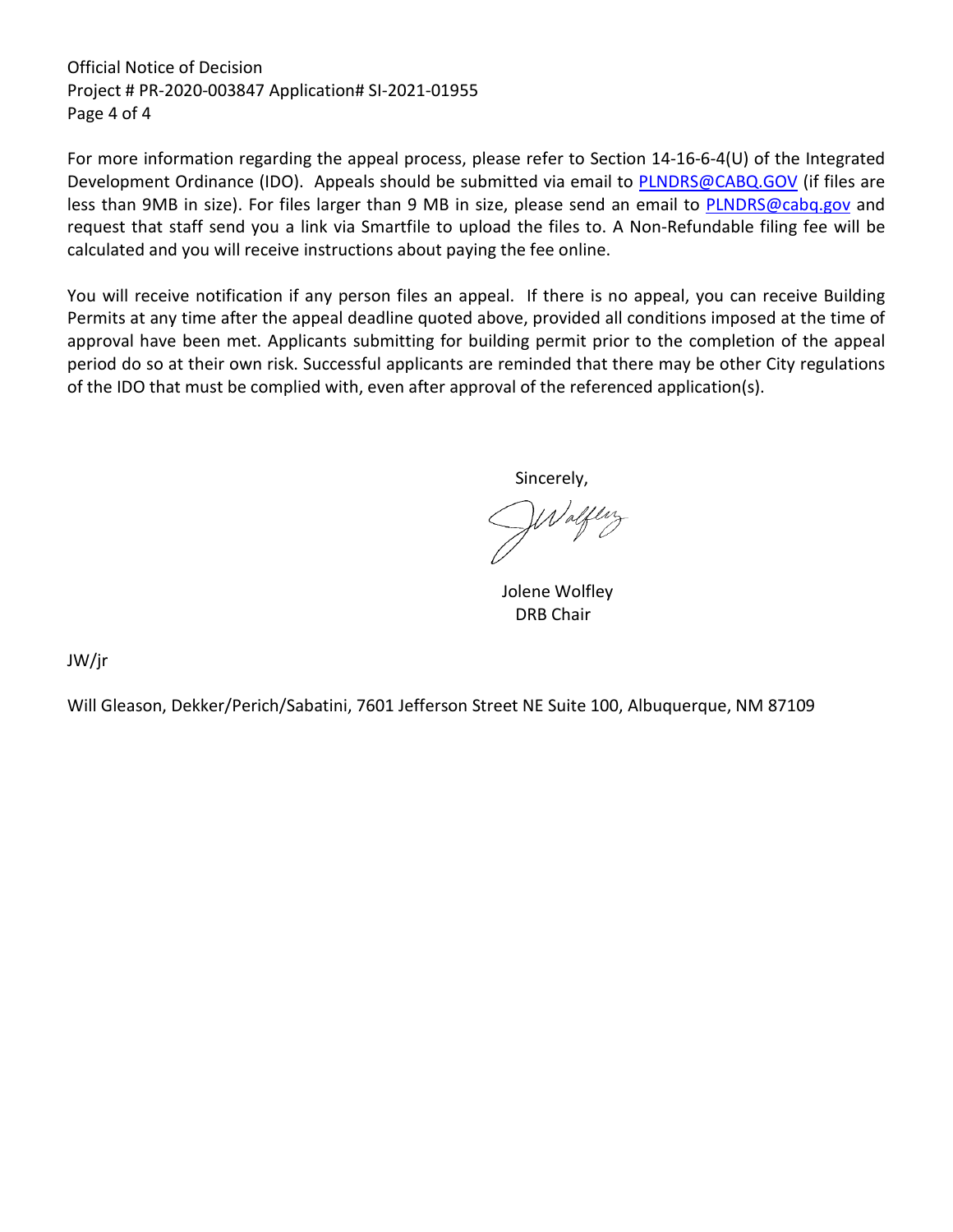For more information regarding the appeal process, please refer to Section 14-16-6-4(U) of the Integrated Development Ordinance (IDO). Appeals should be submitted via email to PLNDRS@CABQ.GOV (if files are less than 9MB in size). For files larger than 9 MB in size, please send an email to PLNDRS@cabq.gov and request that staff send you a link via Smartfile to upload the files to. A Non-Refundable filing fee will be calculated and you will receive instructions about paying the fee online.

You will receive notification if any person files an appeal. If there is no appeal, you can receive Building Permits at any time after the appeal deadline quoted above, provided all conditions imposed at the time of approval have been met. Applicants submitting for building permit prior to the completion of the appeal period do so at their own risk. Successful applicants are reminded that there may be other City regulations of the IDO that must be complied with, even after approval of the referenced application(s).

Sincerely,

Jolene Wolfley
DRB Chair

JW/jr

Will Gleason, Dekker/Perich/Sabatini, 7601 Jefferson Street NE Suite 100, Albuquerque, NM 87109